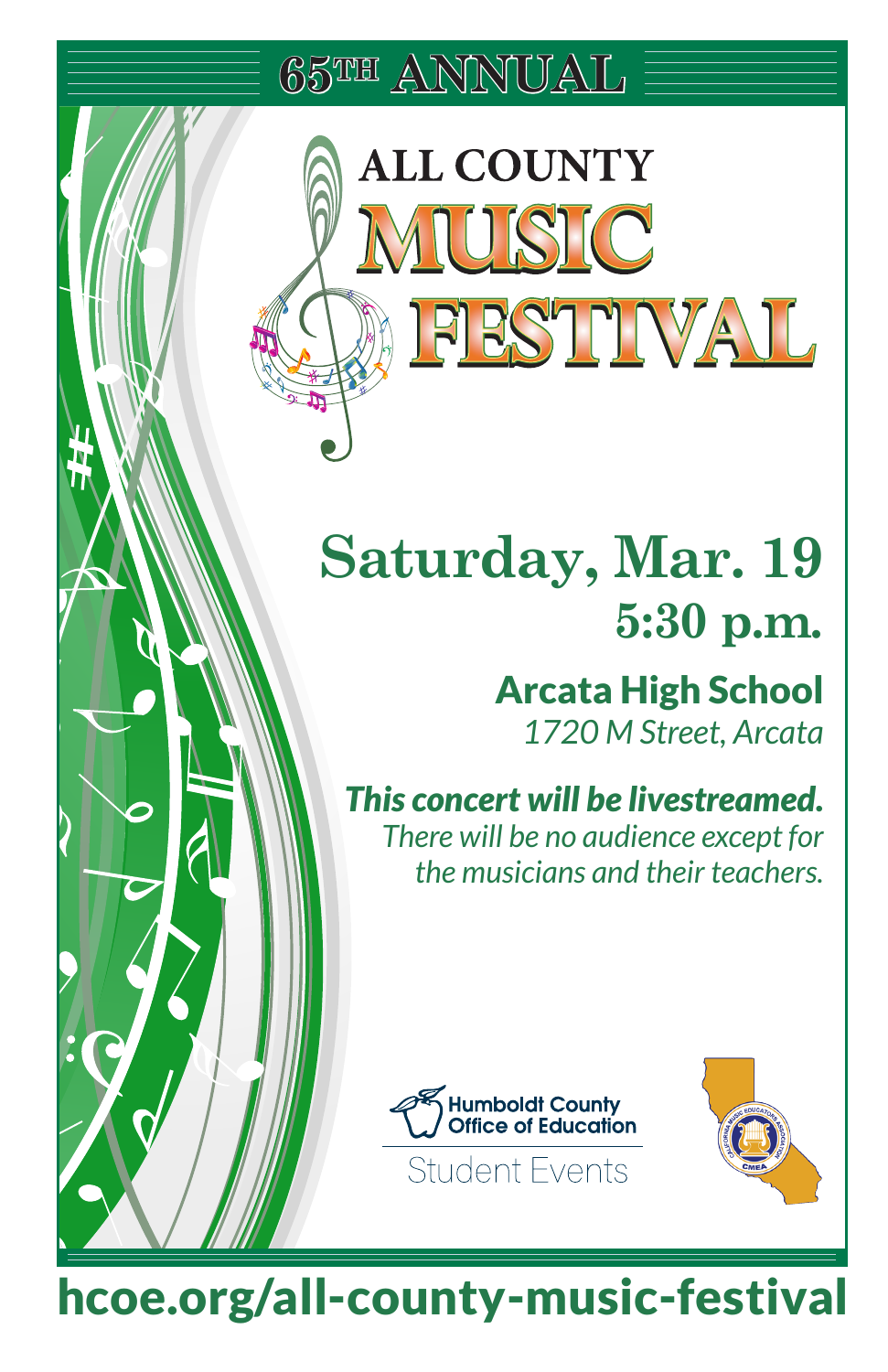# 65TH ANNUAL

# ALL COUNTY MUSIC FESTIVAL

## Saturday, Mar. 19
## 5:30 p.m.

**Arcata High School**
*1720 M Street, Arcata*

***This concert will be livestreamed.***
*There will be no audience except for the musicians and their teachers.*

Humboldt County Office of Education
Student Events

CMEA

hcoe.org/all-county-music-festival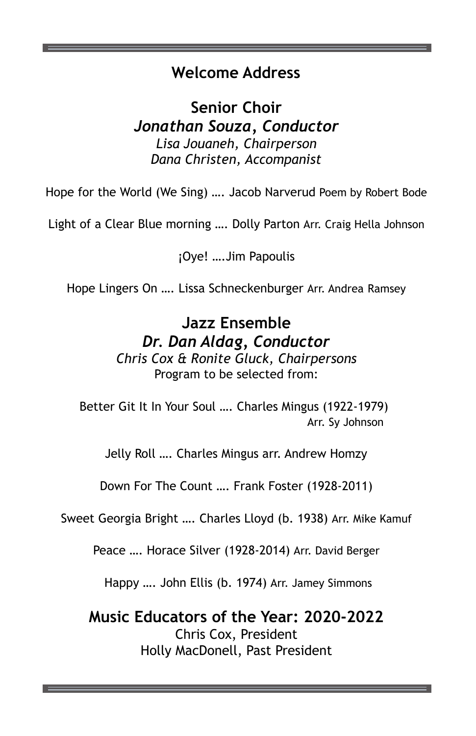## Welcome Address

## Senior Choir

***Jonathan Souza, Conductor***

*Lisa Jouaneh, Chairperson*
*Dana Christen, Accompanist*

Hope for the World (We Sing) …. Jacob Narverud Poem by Robert Bode

Light of a Clear Blue morning …. Dolly Parton Arr. Craig Hella Johnson

¡Oye! ….Jim Papoulis

Hope Lingers On …. Lissa Schneckenburger Arr. Andrea Ramsey

## Jazz Ensemble

***Dr. Dan Aldag, Conductor***

*Chris Cox & Ronite Gluck, Chairpersons*
Program to be selected from:

Better Git It In Your Soul …. Charles Mingus (1922-1979)
Arr. Sy Johnson

Jelly Roll …. Charles Mingus arr. Andrew Homzy

Down For The Count …. Frank Foster (1928-2011)

Sweet Georgia Bright …. Charles Lloyd (b. 1938) Arr. Mike Kamuf

Peace …. Horace Silver (1928-2014) Arr. David Berger

Happy …. John Ellis (b. 1974) Arr. Jamey Simmons

## Music Educators of the Year: 2020-2022

Chris Cox, President
Holly MacDonell, Past President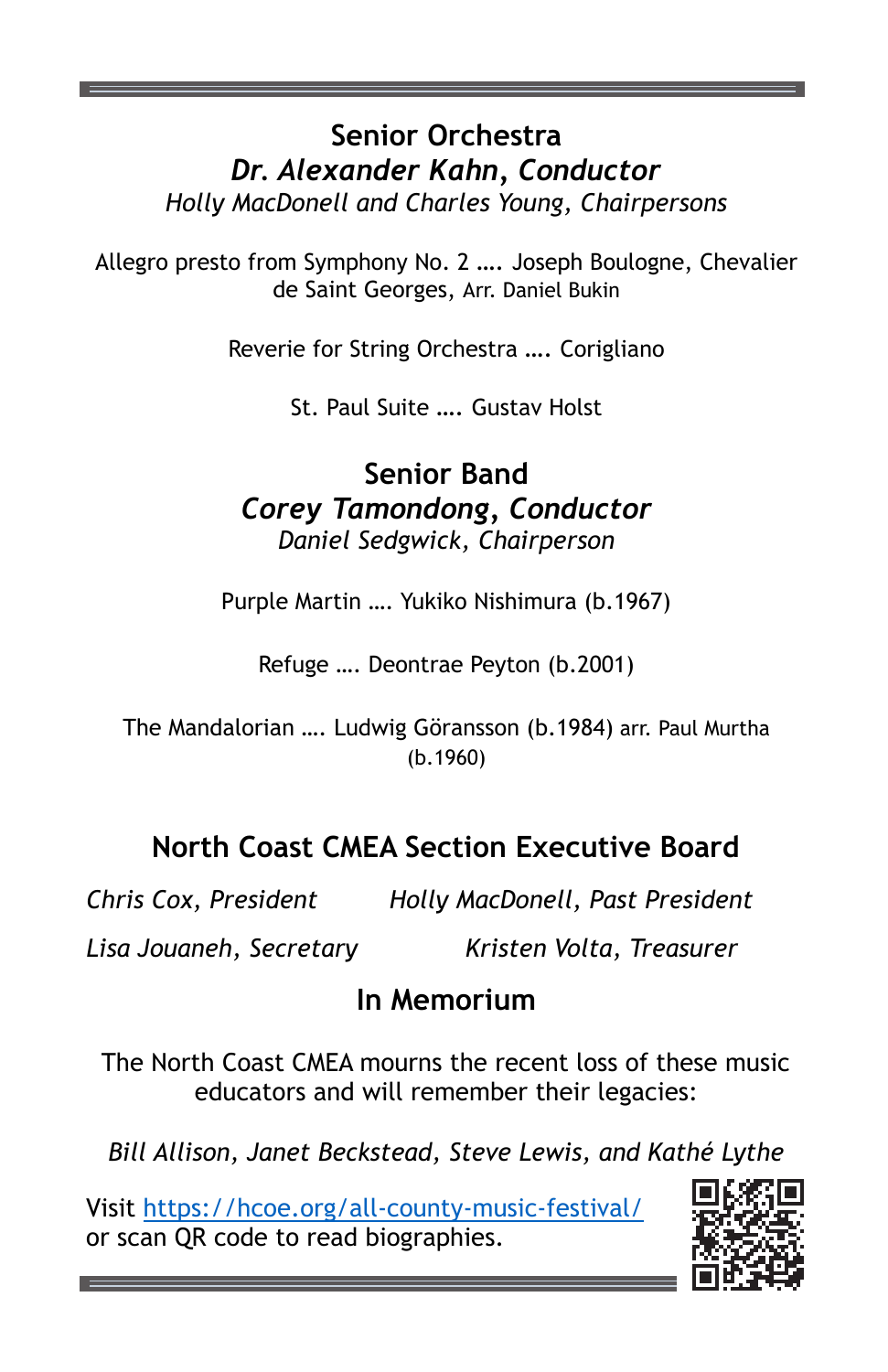## Senior Orchestra

***Dr. Alexander Kahn, Conductor***

*Holly MacDonell and Charles Young, Chairpersons*

Allegro presto from Symphony No. 2 …. Joseph Boulogne, Chevalier de Saint Georges, Arr. Daniel Bukin

Reverie for String Orchestra …. Corigliano

St. Paul Suite …. Gustav Holst

## Senior Band

***Corey Tamondong, Conductor***

*Daniel Sedgwick, Chairperson*

Purple Martin …. Yukiko Nishimura (b.1967)

Refuge …. Deontrae Peyton (b.2001)

The Mandalorian …. Ludwig Göransson (b.1984) arr. Paul Murtha (b.1960)

## North Coast CMEA Section Executive Board

*Chris Cox, President*

*Holly MacDonell, Past President*

*Lisa Jouaneh, Secretary*

*Kristen Volta, Treasurer*

## In Memorium

The North Coast CMEA mourns the recent loss of these music educators and will remember their legacies:

*Bill Allison, Janet Beckstead, Steve Lewis, and Kathé Lythe*

Visit [https://hcoe.org/all-county-music-festival/](https://hcoe.org/all-county-music-festival/) or scan QR code to read biographies.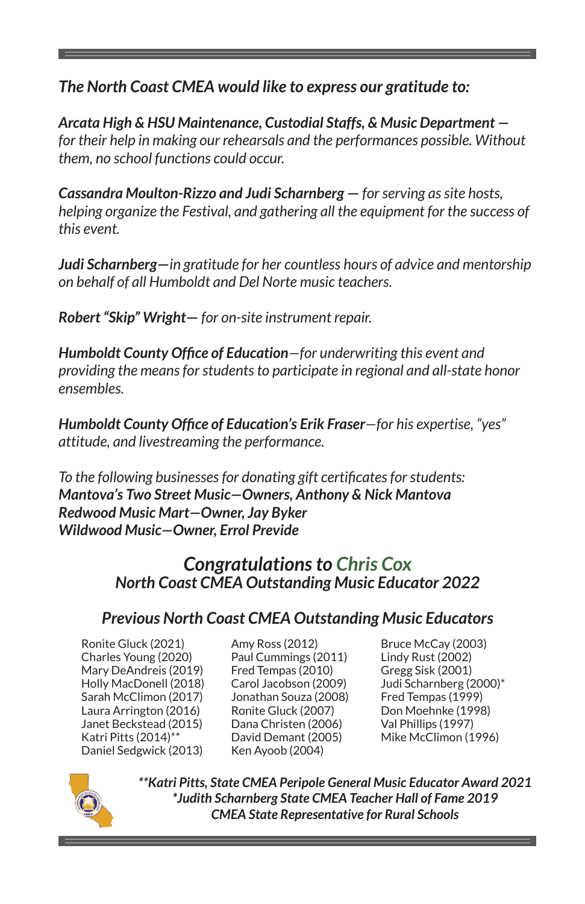## *The North Coast CMEA would like to express our gratitude to:*

***Arcata High & HSU Maintenance, Custodial Staffs, & Music Department*** *— for their help in making our rehearsals and the performances possible. Without them, no school functions could occur.*

***Cassandra Moulton-Rizzo and Judi Scharnberg*** *— for serving as site hosts, helping organize the Festival, and gathering all the equipment for the success of this event.*

***Judi Scharnberg—****in gratitude for her countless hours of advice and mentorship on behalf of all Humboldt and Del Norte music teachers.*

***Robert "Skip" Wright—*** *for on-site instrument repair.*

***Humboldt County Office of Education****—for underwriting this event and providing the means for students to participate in regional and all-state honor ensembles.*

***Humboldt County Office of Education's Erik Fraser****—for his expertise, "yes" attitude, and livestreaming the performance.*

*To the following businesses for donating gift certificates for students:*
***Mantova's Two Street Music—Owners, Anthony & Nick Mantova***
***Redwood Music Mart—Owner, Jay Byker***
***Wildwood Music—Owner, Errol Previde***

## *Congratulations to Chris Cox*
### *North Coast CMEA Outstanding Music Educator 2022*

### *Previous North Coast CMEA Outstanding Music Educators*

Ronite Gluck (2021)
Charles Young (2020)
Mary DeAndreis (2019)
Holly MacDonell (2018)
Sarah McClimon (2017)
Laura Arrington (2016)
Janet Beckstead (2015)
Katri Pitts (2014)**
Daniel Sedgwick (2013)
Amy Ross (2012)
Paul Cummings (2011)
Fred Tempas (2010)
Carol Jacobson (2009)
Jonathan Souza (2008)
Ronite Gluck (2007)
Dana Christen (2006)
David Demant (2005)
Ken Ayoob (2004)
Bruce McCay (2003)
Lindy Rust (2002)
Gregg Sisk (2001)
Judi Scharnberg (2000)*
Fred Tempas (1999)
Don Moehnke (1998)
Val Phillips (1997)
Mike McClimon (1996)

***\*\*Katri Pitts, State CMEA Peripole General Music Educator Award 2021***
***\*Judith Scharnberg State CMEA Teacher Hall of Fame 2019***
***CMEA State Representative for Rural Schools***